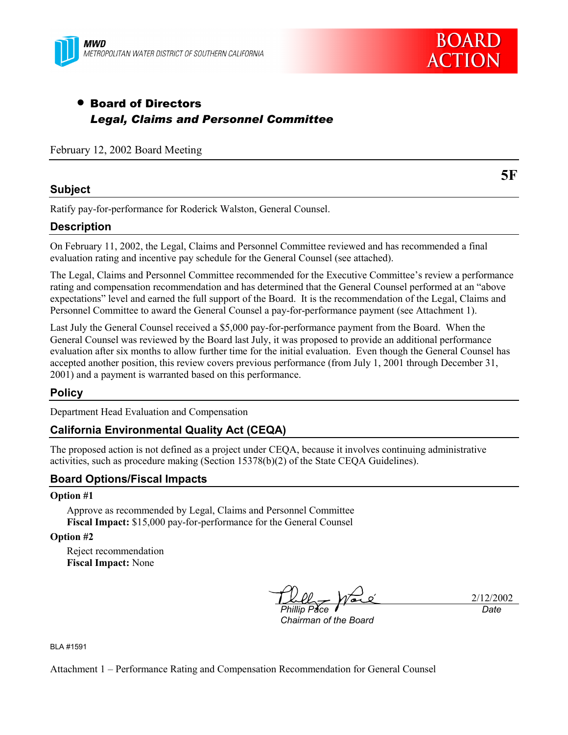MWD
METROPOLITAN WATER DISTRICT OF SOUTHERN CALIFORNIA

# BOARD ACTION

- **Board of Directors**
  ***Legal, Claims and Personnel Committee***

February 12, 2002 Board Meeting

**5F**

## Subject

Ratify pay-for-performance for Roderick Walston, General Counsel.

## Description

On February 11, 2002, the Legal, Claims and Personnel Committee reviewed and has recommended a final evaluation rating and incentive pay schedule for the General Counsel (see attached).

The Legal, Claims and Personnel Committee recommended for the Executive Committee's review a performance rating and compensation recommendation and has determined that the General Counsel performed at an "above expectations" level and earned the full support of the Board. It is the recommendation of the Legal, Claims and Personnel Committee to award the General Counsel a pay-for-performance payment (see Attachment 1).

Last July the General Counsel received a $5,000 pay-for-performance payment from the Board. When the General Counsel was reviewed by the Board last July, it was proposed to provide an additional performance evaluation after six months to allow further time for the initial evaluation. Even though the General Counsel has accepted another position, this review covers previous performance (from July 1, 2001 through December 31, 2001) and a payment is warranted based on this performance.

## Policy

Department Head Evaluation and Compensation

## California Environmental Quality Act (CEQA)

The proposed action is not defined as a project under CEQA, because it involves continuing administrative activities, such as procedure making (Section 15378(b)(2) of the State CEQA Guidelines).

## Board Options/Fiscal Impacts

**Option #1**

Approve as recommended by Legal, Claims and Personnel Committee
**Fiscal Impact:** $15,000 pay-for-performance for the General Counsel

**Option #2**

Reject recommendation
**Fiscal Impact:** None

*Phillip Pace* — 2/12/2002
*Chairman of the Board* — *Date*

BLA #1591

Attachment 1 – Performance Rating and Compensation Recommendation for General Counsel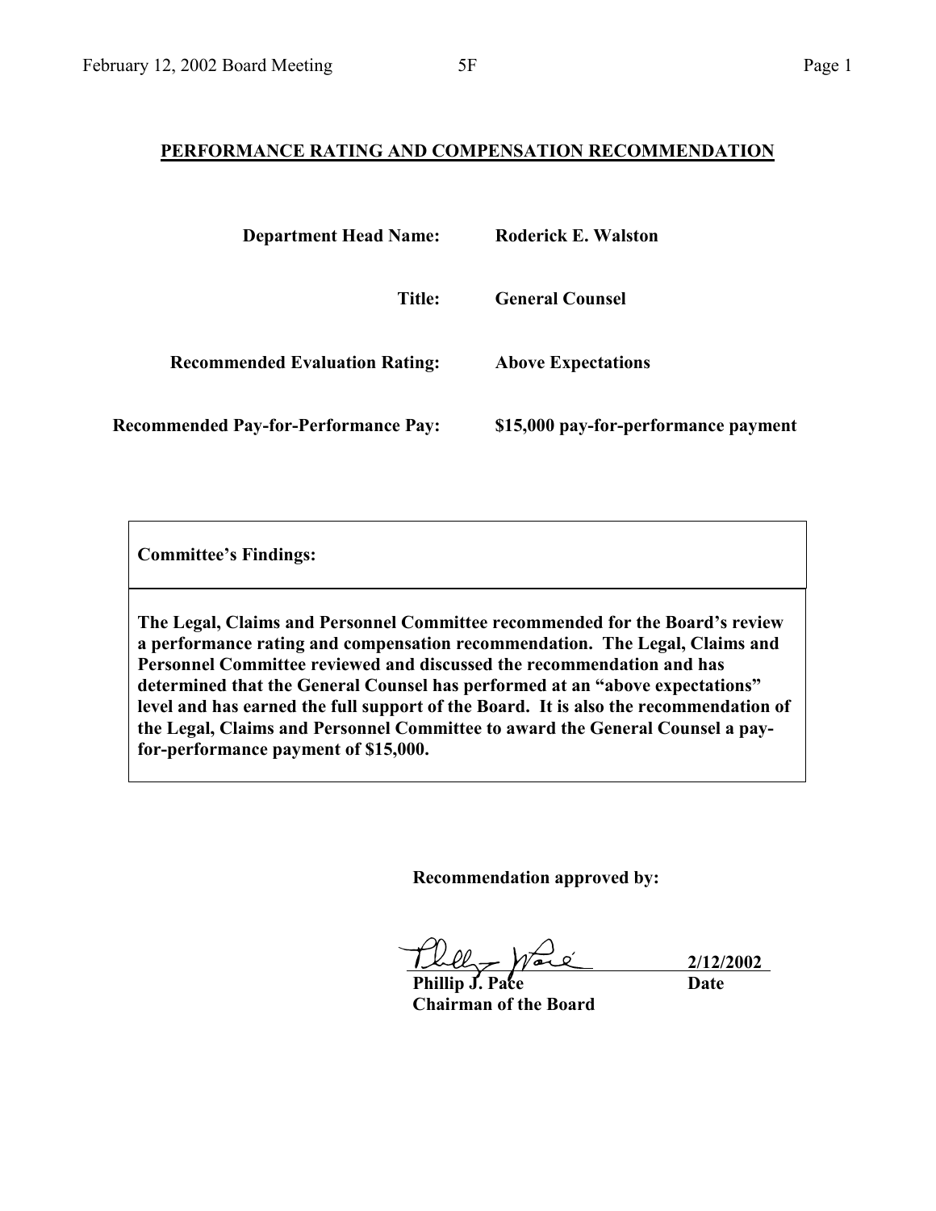## PERFORMANCE RATING AND COMPENSATION RECOMMENDATION

| | |
|---|---|
| **Department Head Name:** | **Roderick E. Walston** |
| **Title:** | **General Counsel** |
| **Recommended Evaluation Rating:** | **Above Expectations** |
| **Recommended Pay-for-Performance Pay:** | **$15,000 pay-for-performance payment** |

| **Committee's Findings:** |
|---|
| **The Legal, Claims and Personnel Committee recommended for the Board's review a performance rating and compensation recommendation. The Legal, Claims and Personnel Committee reviewed and discussed the recommendation and has determined that the General Counsel has performed at an "above expectations" level and has earned the full support of the Board. It is also the recommendation of the Legal, Claims and Personnel Committee to award the General Counsel a pay-for-performance payment of $15,000.** |

**Recommendation approved by:**

| | |
|---|---|
| *(signature)* | **2/12/2002** |
| **Phillip J. Pace** | **Date** |
| **Chairman of the Board** | |